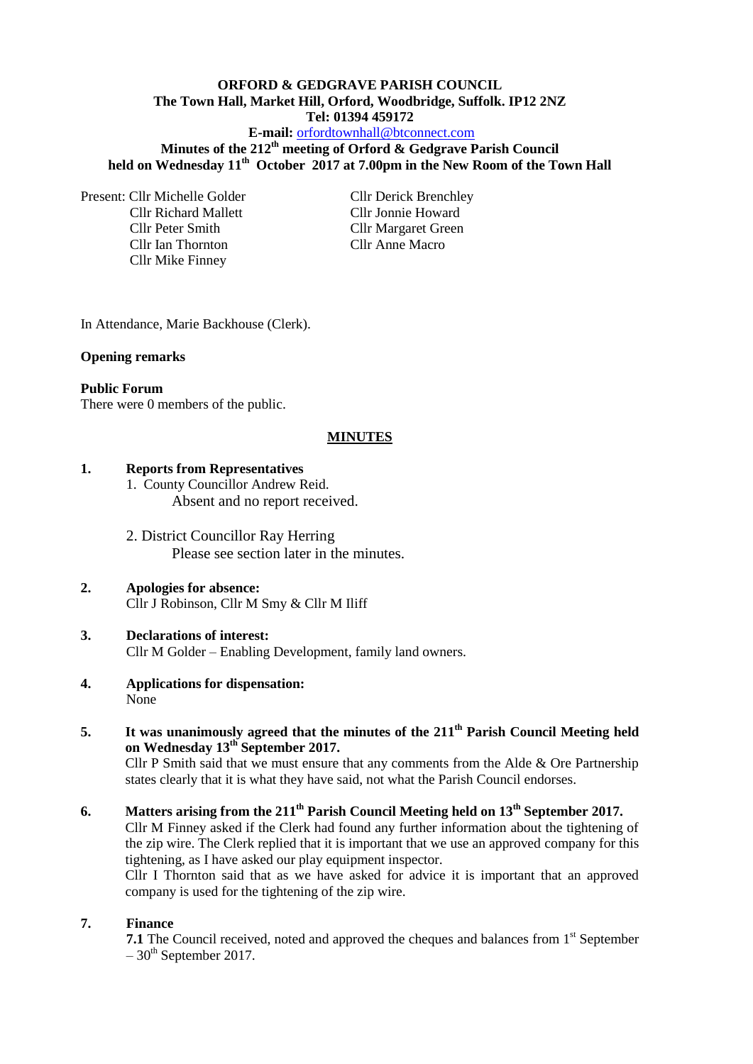**ORFORD & GEDGRAVE PARISH COUNCIL**
**The Town Hall, Market Hill, Orford, Woodbridge, Suffolk. IP12 2NZ**
**Tel: 01394 459172**
**E-mail:** orfordtownhall@btconnect.com

**Minutes of the 212th meeting of Orford & Gedgrave Parish Council held on Wednesday 11th October 2017 at 7.00pm in the New Room of the Town Hall**

Present: Cllr Michelle Golder
Cllr Richard Mallett
Cllr Peter Smith
Cllr Ian Thornton
Cllr Mike Finney
Cllr Derick Brenchley
Cllr Jonnie Howard
Cllr Margaret Green
Cllr Anne Macro

In Attendance, Marie Backhouse (Clerk).

**Opening remarks**

**Public Forum**
There were 0 members of the public.

**MINUTES**

**1. Reports from Representatives**

1. County Councillor Andrew Reid.
   Absent and no report received.

2. District Councillor Ray Herring
   Please see section later in the minutes.

**2. Apologies for absence:**
Cllr J Robinson, Cllr M Smy & Cllr M Iliff

**3. Declarations of interest:**
Cllr M Golder – Enabling Development, family land owners.

**4. Applications for dispensation:**
None

**5. It was unanimously agreed that the minutes of the 211th Parish Council Meeting held on Wednesday 13th September 2017.**
Cllr P Smith said that we must ensure that any comments from the Alde & Ore Partnership states clearly that it is what they have said, not what the Parish Council endorses.

**6. Matters arising from the 211th Parish Council Meeting held on 13th September 2017.**
Cllr M Finney asked if the Clerk had found any further information about the tightening of the zip wire. The Clerk replied that it is important that we use an approved company for this tightening, as I have asked our play equipment inspector.
Cllr I Thornton said that as we have asked for advice it is important that an approved company is used for the tightening of the zip wire.

**7. Finance**
**7.1** The Council received, noted and approved the cheques and balances from 1st September – 30th September 2017.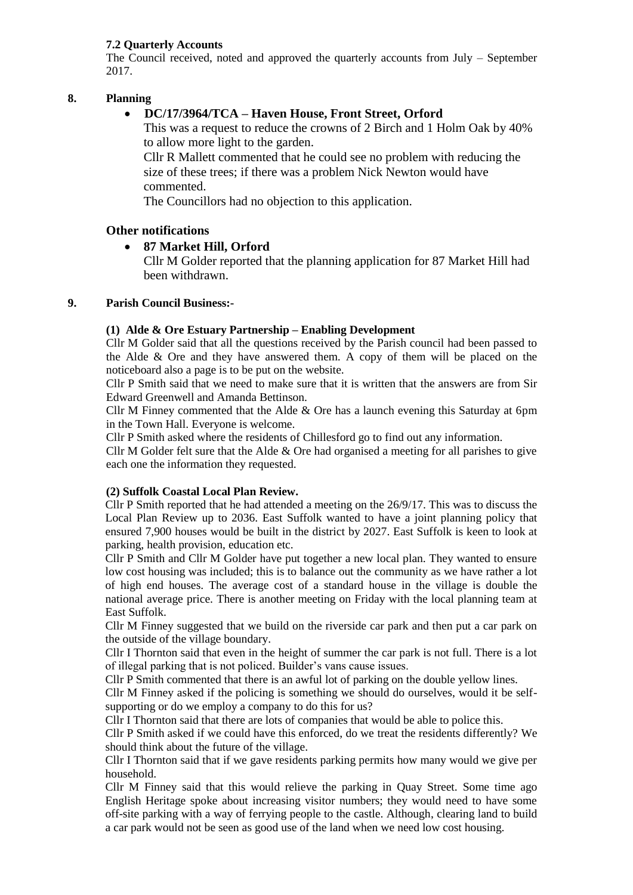### 7.2 Quarterly Accounts

The Council received, noted and approved the quarterly accounts from July – September 2017.

## 8. Planning

- **DC/17/3964/TCA – Haven House, Front Street, Orford**

  This was a request to reduce the crowns of 2 Birch and 1 Holm Oak by 40% to allow more light to the garden.

  Cllr R Mallett commented that he could see no problem with reducing the size of these trees; if there was a problem Nick Newton would have commented.

  The Councillors had no objection to this application.

### Other notifications

- **87 Market Hill, Orford**

  Cllr M Golder reported that the planning application for 87 Market Hill had been withdrawn.

## 9. Parish Council Business:-

### (1) Alde & Ore Estuary Partnership – Enabling Development

Cllr M Golder said that all the questions received by the Parish council had been passed to the Alde & Ore and they have answered them. A copy of them will be placed on the noticeboard also a page is to be put on the website.

Cllr P Smith said that we need to make sure that it is written that the answers are from Sir Edward Greenwell and Amanda Bettinson.

Cllr M Finney commented that the Alde & Ore has a launch evening this Saturday at 6pm in the Town Hall. Everyone is welcome.

Cllr P Smith asked where the residents of Chillesford go to find out any information.

Cllr M Golder felt sure that the Alde & Ore had organised a meeting for all parishes to give each one the information they requested.

### (2) Suffolk Coastal Local Plan Review.

Cllr P Smith reported that he had attended a meeting on the 26/9/17. This was to discuss the Local Plan Review up to 2036. East Suffolk wanted to have a joint planning policy that ensured 7,900 houses would be built in the district by 2027. East Suffolk is keen to look at parking, health provision, education etc.

Cllr P Smith and Cllr M Golder have put together a new local plan. They wanted to ensure low cost housing was included; this is to balance out the community as we have rather a lot of high end houses. The average cost of a standard house in the village is double the national average price. There is another meeting on Friday with the local planning team at East Suffolk.

Cllr M Finney suggested that we build on the riverside car park and then put a car park on the outside of the village boundary.

Cllr I Thornton said that even in the height of summer the car park is not full. There is a lot of illegal parking that is not policed. Builder's vans cause issues.

Cllr P Smith commented that there is an awful lot of parking on the double yellow lines.

Cllr M Finney asked if the policing is something we should do ourselves, would it be self-supporting or do we employ a company to do this for us?

Cllr I Thornton said that there are lots of companies that would be able to police this.

Cllr P Smith asked if we could have this enforced, do we treat the residents differently? We should think about the future of the village.

Cllr I Thornton said that if we gave residents parking permits how many would we give per household.

Cllr M Finney said that this would relieve the parking in Quay Street. Some time ago English Heritage spoke about increasing visitor numbers; they would need to have some off-site parking with a way of ferrying people to the castle. Although, clearing land to build a car park would not be seen as good use of the land when we need low cost housing.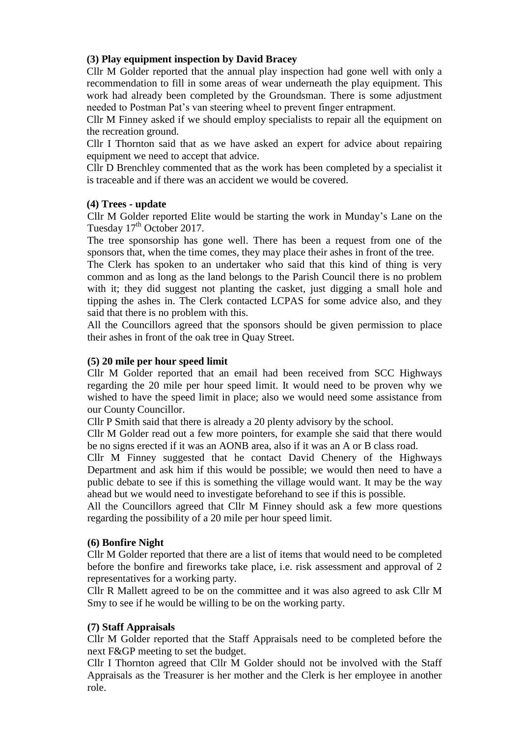**(3) Play equipment inspection by David Bracey**

Cllr M Golder reported that the annual play inspection had gone well with only a recommendation to fill in some areas of wear underneath the play equipment. This work had already been completed by the Groundsman. There is some adjustment needed to Postman Pat's van steering wheel to prevent finger entrapment.

Cllr M Finney asked if we should employ specialists to repair all the equipment on the recreation ground.

Cllr I Thornton said that as we have asked an expert for advice about repairing equipment we need to accept that advice.

Cllr D Brenchley commented that as the work has been completed by a specialist it is traceable and if there was an accident we would be covered.

**(4) Trees - update**

Cllr M Golder reported Elite would be starting the work in Munday's Lane on the Tuesday 17th October 2017.

The tree sponsorship has gone well. There has been a request from one of the sponsors that, when the time comes, they may place their ashes in front of the tree.

The Clerk has spoken to an undertaker who said that this kind of thing is very common and as long as the land belongs to the Parish Council there is no problem with it; they did suggest not planting the casket, just digging a small hole and tipping the ashes in. The Clerk contacted LCPAS for some advice also, and they said that there is no problem with this.

All the Councillors agreed that the sponsors should be given permission to place their ashes in front of the oak tree in Quay Street.

**(5) 20 mile per hour speed limit**

Cllr M Golder reported that an email had been received from SCC Highways regarding the 20 mile per hour speed limit. It would need to be proven why we wished to have the speed limit in place; also we would need some assistance from our County Councillor.

Cllr P Smith said that there is already a 20 plenty advisory by the school.

Cllr M Golder read out a few more pointers, for example she said that there would be no signs erected if it was an AONB area, also if it was an A or B class road.

Cllr M Finney suggested that he contact David Chenery of the Highways Department and ask him if this would be possible; we would then need to have a public debate to see if this is something the village would want. It may be the way ahead but we would need to investigate beforehand to see if this is possible.

All the Councillors agreed that Cllr M Finney should ask a few more questions regarding the possibility of a 20 mile per hour speed limit.

**(6) Bonfire Night**

Cllr M Golder reported that there are a list of items that would need to be completed before the bonfire and fireworks take place, i.e. risk assessment and approval of 2 representatives for a working party.

Cllr R Mallett agreed to be on the committee and it was also agreed to ask Cllr M Smy to see if he would be willing to be on the working party.

**(7) Staff Appraisals**

Cllr M Golder reported that the Staff Appraisals need to be completed before the next F&GP meeting to set the budget.

Cllr I Thornton agreed that Cllr M Golder should not be involved with the Staff Appraisals as the Treasurer is her mother and the Clerk is her employee in another role.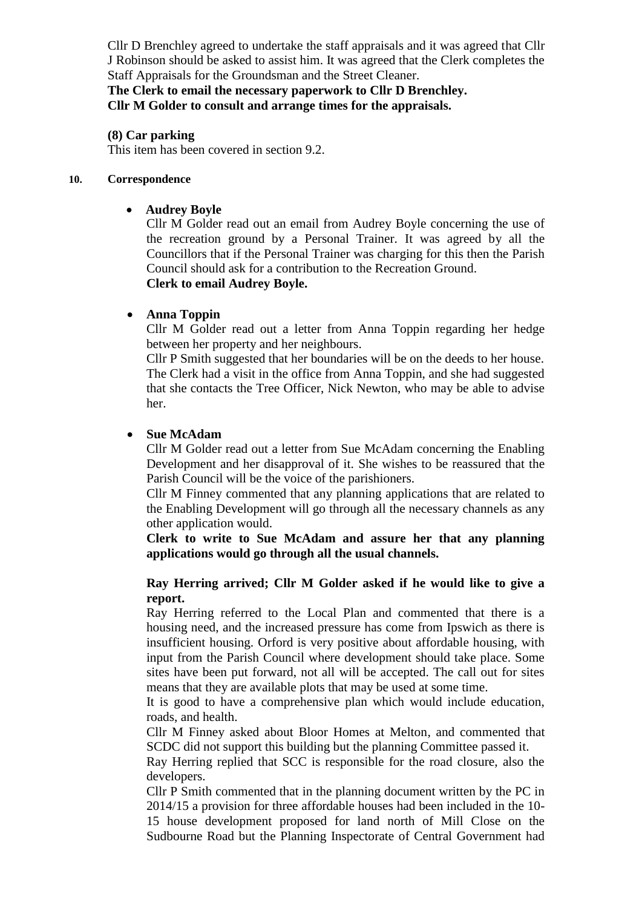Cllr D Brenchley agreed to undertake the staff appraisals and it was agreed that Cllr J Robinson should be asked to assist him. It was agreed that the Clerk completes the Staff Appraisals for the Groundsman and the Street Cleaner.

**The Clerk to email the necessary paperwork to Cllr D Brenchley.**
**Cllr M Golder to consult and arrange times for the appraisals.**

**(8) Car parking**
This item has been covered in section 9.2.

**10. Correspondence**

- **Audrey Boyle**
  Cllr M Golder read out an email from Audrey Boyle concerning the use of the recreation ground by a Personal Trainer. It was agreed by all the Councillors that if the Personal Trainer was charging for this then the Parish Council should ask for a contribution to the Recreation Ground.
  **Clerk to email Audrey Boyle.**

- **Anna Toppin**
  Cllr M Golder read out a letter from Anna Toppin regarding her hedge between her property and her neighbours.
  Cllr P Smith suggested that her boundaries will be on the deeds to her house. The Clerk had a visit in the office from Anna Toppin, and she had suggested that she contacts the Tree Officer, Nick Newton, who may be able to advise her.

- **Sue McAdam**
  Cllr M Golder read out a letter from Sue McAdam concerning the Enabling Development and her disapproval of it. She wishes to be reassured that the Parish Council will be the voice of the parishioners.
  Cllr M Finney commented that any planning applications that are related to the Enabling Development will go through all the necessary channels as any other application would.
  **Clerk to write to Sue McAdam and assure her that any planning applications would go through all the usual channels.**

  **Ray Herring arrived; Cllr M Golder asked if he would like to give a report.**
  Ray Herring referred to the Local Plan and commented that there is a housing need, and the increased pressure has come from Ipswich as there is insufficient housing. Orford is very positive about affordable housing, with input from the Parish Council where development should take place. Some sites have been put forward, not all will be accepted. The call out for sites means that they are available plots that may be used at some time.
  It is good to have a comprehensive plan which would include education, roads, and health.
  Cllr M Finney asked about Bloor Homes at Melton, and commented that SCDC did not support this building but the planning Committee passed it.
  Ray Herring replied that SCC is responsible for the road closure, also the developers.
  Cllr P Smith commented that in the planning document written by the PC in 2014/15 a provision for three affordable houses had been included in the 10-15 house development proposed for land north of Mill Close on the Sudbourne Road but the Planning Inspectorate of Central Government had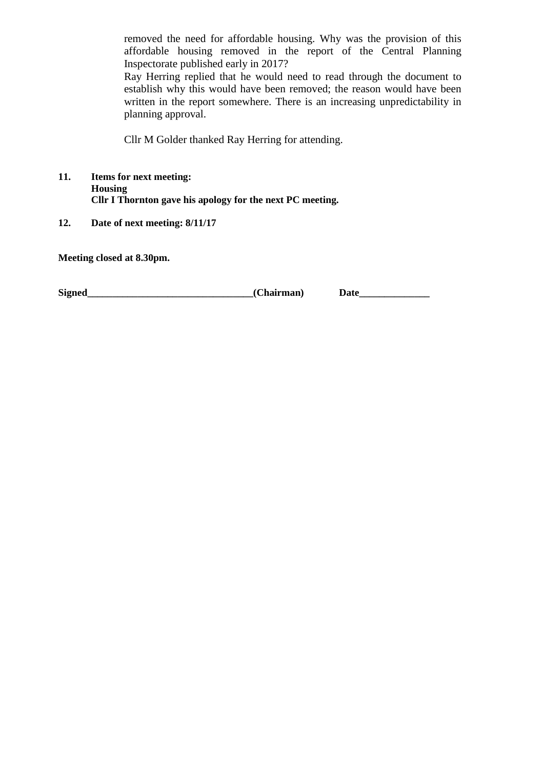removed the need for affordable housing. Why was the provision of this affordable housing removed in the report of the Central Planning Inspectorate published early in 2017?

Ray Herring replied that he would need to read through the document to establish why this would have been removed; the reason would have been written in the report somewhere. There is an increasing unpredictability in planning approval.

Cllr M Golder thanked Ray Herring for attending.

**11. Items for next meeting:**
**Housing**
**Cllr I Thornton gave his apology for the next PC meeting.**

**12. Date of next meeting: 8/11/17**

**Meeting closed at 8.30pm.**

**Signed_________________________________(Chairman) Date______________**